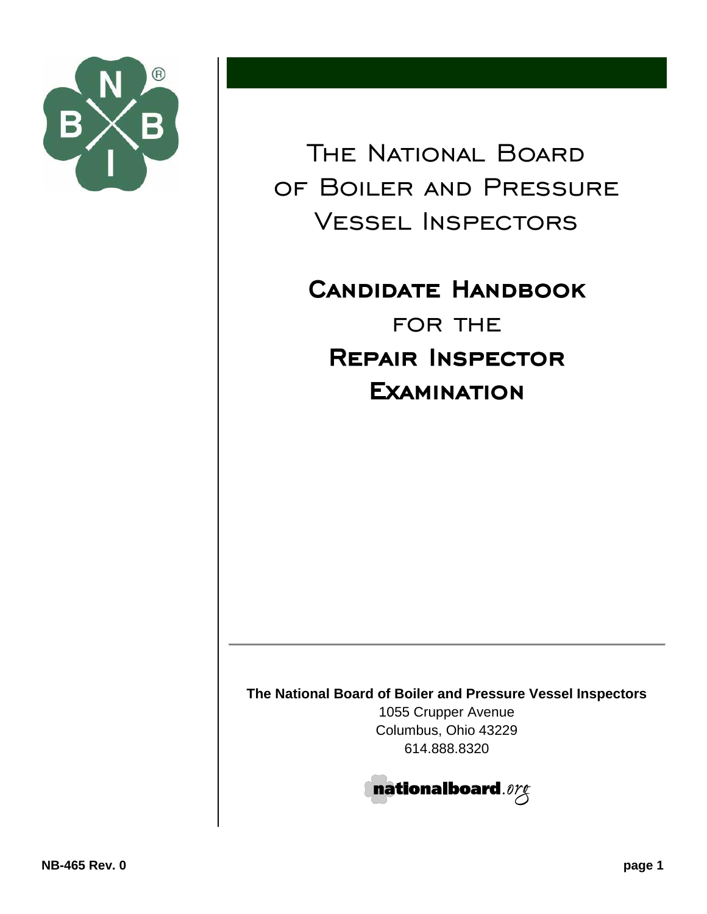# The National Board of Boiler and Pressure Vessel Inspectors

## Candidate Handbook for the Repair Inspector Examination

**The National Board of Boiler and Pressure Vessel Inspectors**

1055 Crupper Avenue

Columbus, Ohio 43229

614.888.8320

nationalboard.org

NB-465 Rev. 0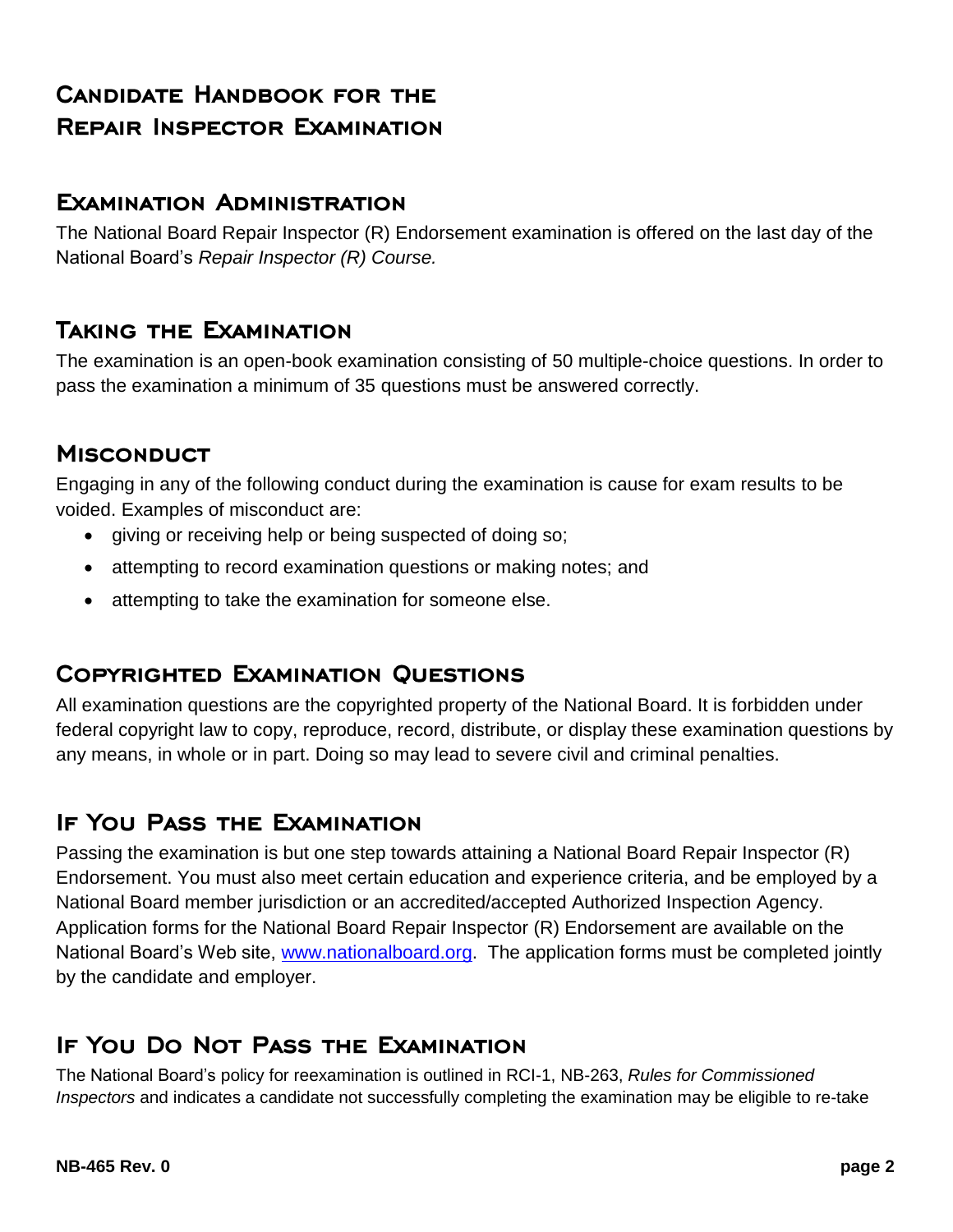# Candidate Handbook for the Repair Inspector Examination

## Examination Administration

The National Board Repair Inspector (R) Endorsement examination is offered on the last day of the National Board's *Repair Inspector (R) Course.*

## Taking the Examination

The examination is an open-book examination consisting of 50 multiple-choice questions. In order to pass the examination a minimum of 35 questions must be answered correctly.

## Misconduct

Engaging in any of the following conduct during the examination is cause for exam results to be voided. Examples of misconduct are:

- giving or receiving help or being suspected of doing so;
- attempting to record examination questions or making notes; and
- attempting to take the examination for someone else.

## Copyrighted Examination Questions

All examination questions are the copyrighted property of the National Board. It is forbidden under federal copyright law to copy, reproduce, record, distribute, or display these examination questions by any means, in whole or in part. Doing so may lead to severe civil and criminal penalties.

## If You Pass the Examination

Passing the examination is but one step towards attaining a National Board Repair Inspector (R) Endorsement. You must also meet certain education and experience criteria, and be employed by a National Board member jurisdiction or an accredited/accepted Authorized Inspection Agency. Application forms for the National Board Repair Inspector (R) Endorsement are available on the National Board's Web site, [www.nationalboard.org](http://www.nationalboard.org). The application forms must be completed jointly by the candidate and employer.

## If You Do Not Pass the Examination

The National Board's policy for reexamination is outlined in RCI-1, NB-263, *Rules for Commissioned Inspectors* and indicates a candidate not successfully completing the examination may be eligible to re-take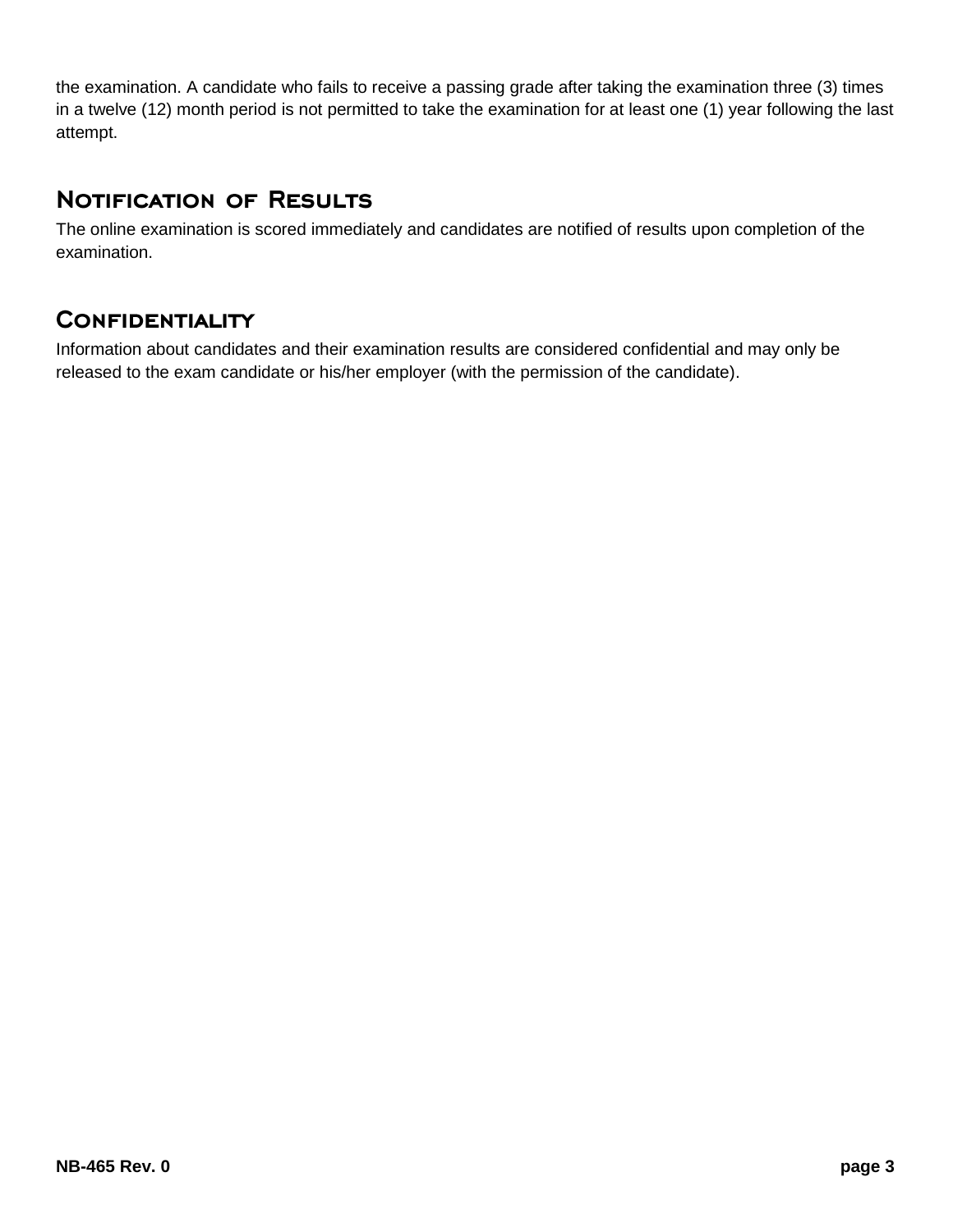the examination. A candidate who fails to receive a passing grade after taking the examination three (3) times in a twelve (12) month period is not permitted to take the examination for at least one (1) year following the last attempt.

## Notification of Results

The online examination is scored immediately and candidates are notified of results upon completion of the examination.

## Confidentiality

Information about candidates and their examination results are considered confidential and may only be released to the exam candidate or his/her employer (with the permission of the candidate).